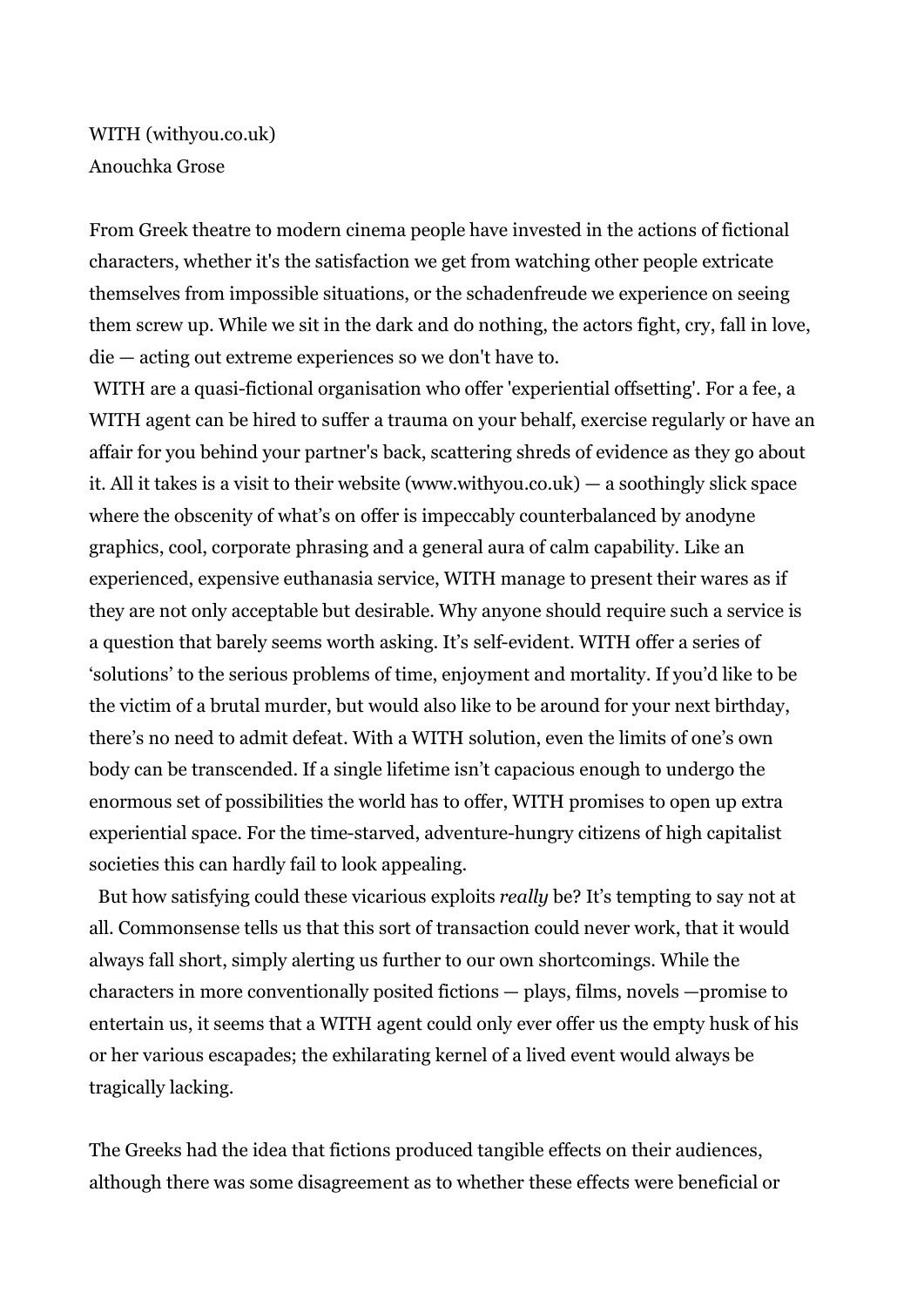WITH (withyou.co.uk)
Anouchka Grose

From Greek theatre to modern cinema people have invested in the actions of fictional characters, whether it's the satisfaction we get from watching other people extricate themselves from impossible situations, or the schadenfreude we experience on seeing them screw up. While we sit in the dark and do nothing, the actors fight, cry, fall in love, die — acting out extreme experiences so we don't have to.

WITH are a quasi-fictional organisation who offer 'experiential offsetting'. For a fee, a WITH agent can be hired to suffer a trauma on your behalf, exercise regularly or have an affair for you behind your partner's back, scattering shreds of evidence as they go about it. All it takes is a visit to their website (www.withyou.co.uk) — a soothingly slick space where the obscenity of what's on offer is impeccably counterbalanced by anodyne graphics, cool, corporate phrasing and a general aura of calm capability. Like an experienced, expensive euthanasia service, WITH manage to present their wares as if they are not only acceptable but desirable. Why anyone should require such a service is a question that barely seems worth asking. It's self-evident. WITH offer a series of 'solutions' to the serious problems of time, enjoyment and mortality. If you'd like to be the victim of a brutal murder, but would also like to be around for your next birthday, there's no need to admit defeat. With a WITH solution, even the limits of one's own body can be transcended. If a single lifetime isn't capacious enough to undergo the enormous set of possibilities the world has to offer, WITH promises to open up extra experiential space. For the time-starved, adventure-hungry citizens of high capitalist societies this can hardly fail to look appealing.

But how satisfying could these vicarious exploits *really* be? It's tempting to say not at all. Commonsense tells us that this sort of transaction could never work, that it would always fall short, simply alerting us further to our own shortcomings. While the characters in more conventionally posited fictions — plays, films, novels —promise to entertain us, it seems that a WITH agent could only ever offer us the empty husk of his or her various escapades; the exhilarating kernel of a lived event would always be tragically lacking.

The Greeks had the idea that fictions produced tangible effects on their audiences, although there was some disagreement as to whether these effects were beneficial or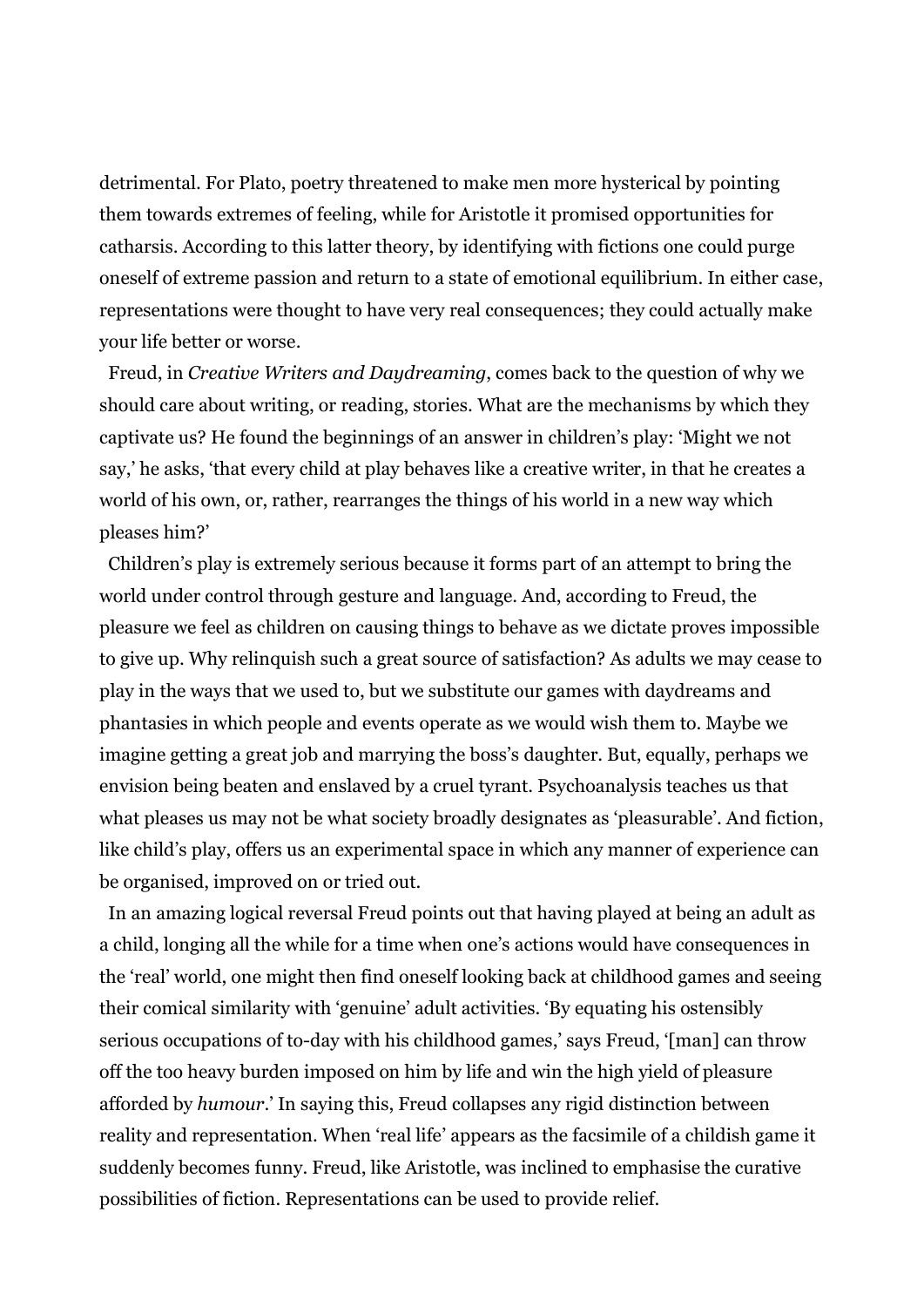detrimental. For Plato, poetry threatened to make men more hysterical by pointing them towards extremes of feeling, while for Aristotle it promised opportunities for catharsis. According to this latter theory, by identifying with fictions one could purge oneself of extreme passion and return to a state of emotional equilibrium. In either case, representations were thought to have very real consequences; they could actually make your life better or worse.

Freud, in *Creative Writers and Daydreaming*, comes back to the question of why we should care about writing, or reading, stories. What are the mechanisms by which they captivate us? He found the beginnings of an answer in children's play: 'Might we not say,' he asks, 'that every child at play behaves like a creative writer, in that he creates a world of his own, or, rather, rearranges the things of his world in a new way which pleases him?'

Children's play is extremely serious because it forms part of an attempt to bring the world under control through gesture and language. And, according to Freud, the pleasure we feel as children on causing things to behave as we dictate proves impossible to give up. Why relinquish such a great source of satisfaction? As adults we may cease to play in the ways that we used to, but we substitute our games with daydreams and phantasies in which people and events operate as we would wish them to. Maybe we imagine getting a great job and marrying the boss's daughter. But, equally, perhaps we envision being beaten and enslaved by a cruel tyrant. Psychoanalysis teaches us that what pleases us may not be what society broadly designates as 'pleasurable'. And fiction, like child's play, offers us an experimental space in which any manner of experience can be organised, improved on or tried out.

In an amazing logical reversal Freud points out that having played at being an adult as a child, longing all the while for a time when one's actions would have consequences in the 'real' world, one might then find oneself looking back at childhood games and seeing their comical similarity with 'genuine' adult activities. 'By equating his ostensibly serious occupations of to-day with his childhood games,' says Freud, '[man] can throw off the too heavy burden imposed on him by life and win the high yield of pleasure afforded by *humour*.' In saying this, Freud collapses any rigid distinction between reality and representation. When 'real life' appears as the facsimile of a childish game it suddenly becomes funny. Freud, like Aristotle, was inclined to emphasise the curative possibilities of fiction. Representations can be used to provide relief.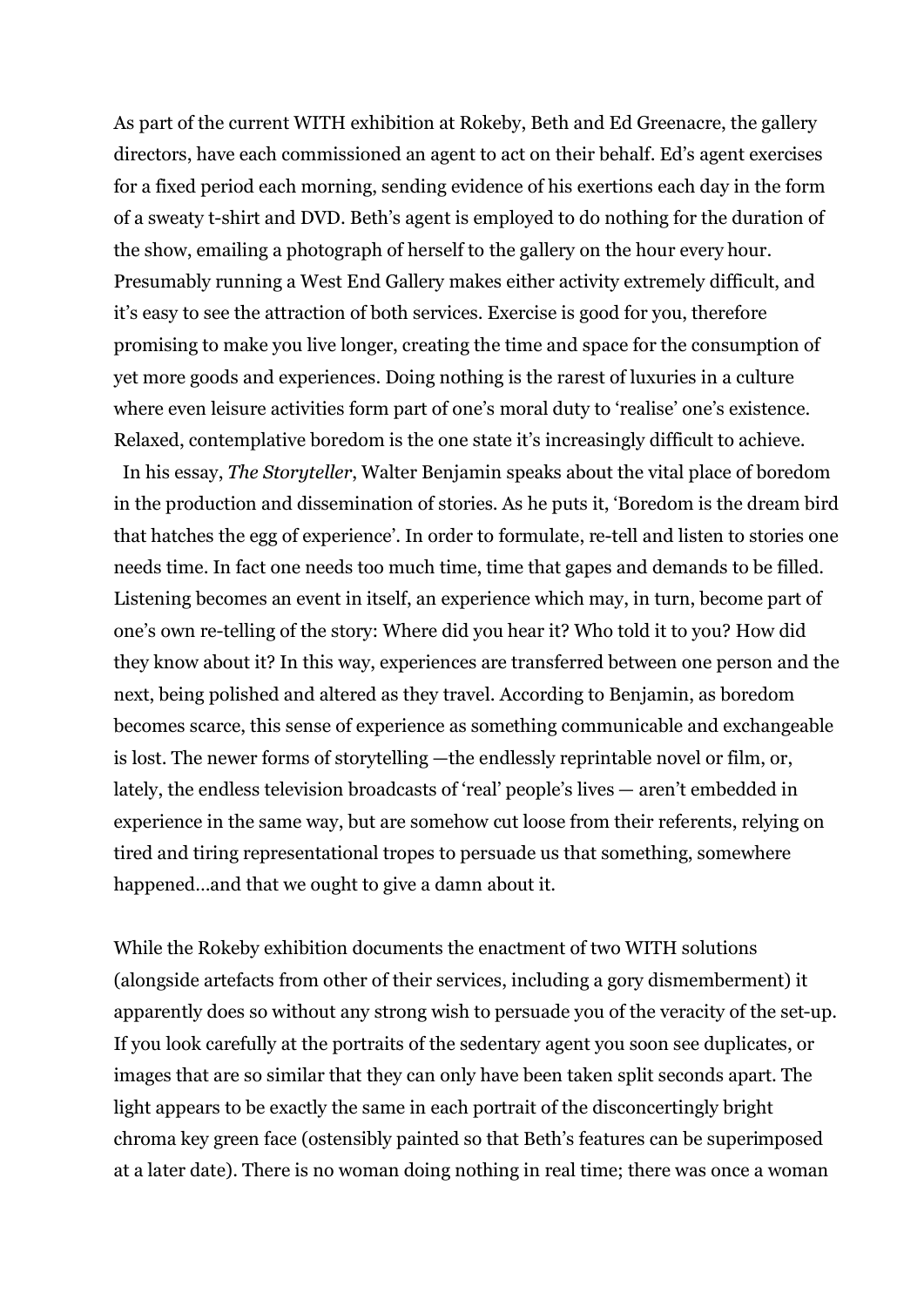As part of the current WITH exhibition at Rokeby, Beth and Ed Greenacre, the gallery directors, have each commissioned an agent to act on their behalf. Ed's agent exercises for a fixed period each morning, sending evidence of his exertions each day in the form of a sweaty t-shirt and DVD. Beth's agent is employed to do nothing for the duration of the show, emailing a photograph of herself to the gallery on the hour every hour. Presumably running a West End Gallery makes either activity extremely difficult, and it's easy to see the attraction of both services. Exercise is good for you, therefore promising to make you live longer, creating the time and space for the consumption of yet more goods and experiences. Doing nothing is the rarest of luxuries in a culture where even leisure activities form part of one's moral duty to 'realise' one's existence. Relaxed, contemplative boredom is the one state it's increasingly difficult to achieve.

In his essay, *The Storyteller*, Walter Benjamin speaks about the vital place of boredom in the production and dissemination of stories. As he puts it, 'Boredom is the dream bird that hatches the egg of experience'. In order to formulate, re-tell and listen to stories one needs time. In fact one needs too much time, time that gapes and demands to be filled. Listening becomes an event in itself, an experience which may, in turn, become part of one's own re-telling of the story: Where did you hear it? Who told it to you? How did they know about it? In this way, experiences are transferred between one person and the next, being polished and altered as they travel. According to Benjamin, as boredom becomes scarce, this sense of experience as something communicable and exchangeable is lost. The newer forms of storytelling —the endlessly reprintable novel or film, or, lately, the endless television broadcasts of 'real' people's lives — aren't embedded in experience in the same way, but are somehow cut loose from their referents, relying on tired and tiring representational tropes to persuade us that something, somewhere happened…and that we ought to give a damn about it.

While the Rokeby exhibition documents the enactment of two WITH solutions (alongside artefacts from other of their services, including a gory dismemberment) it apparently does so without any strong wish to persuade you of the veracity of the set-up. If you look carefully at the portraits of the sedentary agent you soon see duplicates, or images that are so similar that they can only have been taken split seconds apart. The light appears to be exactly the same in each portrait of the disconcertingly bright chroma key green face (ostensibly painted so that Beth's features can be superimposed at a later date). There is no woman doing nothing in real time; there was once a woman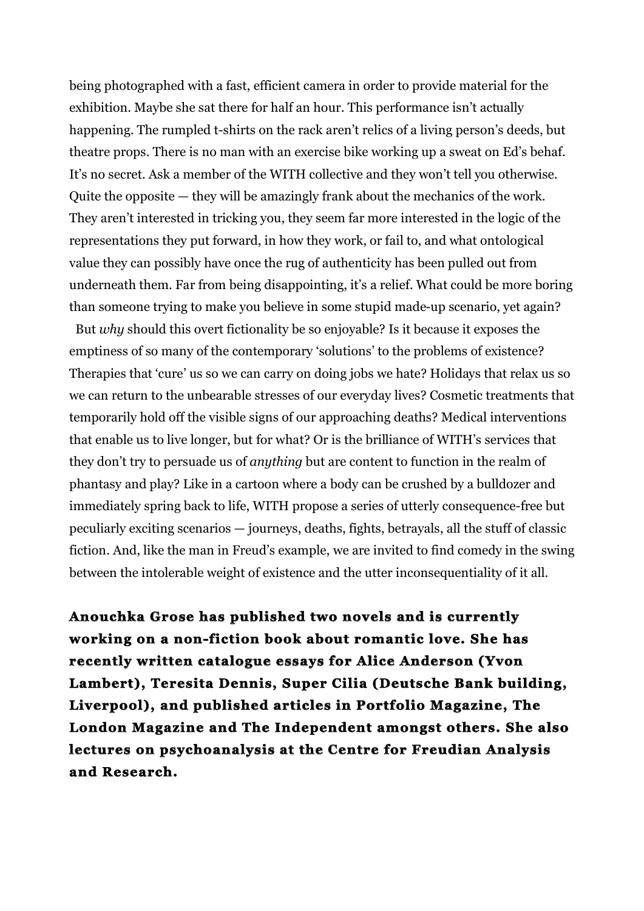being photographed with a fast, efficient camera in order to provide material for the exhibition. Maybe she sat there for half an hour. This performance isn't actually happening. The rumpled t-shirts on the rack aren't relics of a living person's deeds, but theatre props. There is no man with an exercise bike working up a sweat on Ed's behaf. It's no secret. Ask a member of the WITH collective and they won't tell you otherwise. Quite the opposite — they will be amazingly frank about the mechanics of the work. They aren't interested in tricking you, they seem far more interested in the logic of the representations they put forward, in how they work, or fail to, and what ontological value they can possibly have once the rug of authenticity has been pulled out from underneath them. Far from being disappointing, it's a relief. What could be more boring than someone trying to make you believe in some stupid made-up scenario, yet again?

But *why* should this overt fictionality be so enjoyable? Is it because it exposes the emptiness of so many of the contemporary 'solutions' to the problems of existence? Therapies that 'cure' us so we can carry on doing jobs we hate? Holidays that relax us so we can return to the unbearable stresses of our everyday lives? Cosmetic treatments that temporarily hold off the visible signs of our approaching deaths? Medical interventions that enable us to live longer, but for what? Or is the brilliance of WITH's services that they don't try to persuade us of *anything* but are content to function in the realm of phantasy and play? Like in a cartoon where a body can be crushed by a bulldozer and immediately spring back to life, WITH propose a series of utterly consequence-free but peculiarly exciting scenarios — journeys, deaths, fights, betrayals, all the stuff of classic fiction. And, like the man in Freud's example, we are invited to find comedy in the swing between the intolerable weight of existence and the utter inconsequentiality of it all.

**Anouchka Grose has published two novels and is currently working on a non-fiction book about romantic love. She has recently written catalogue essays for Alice Anderson (Yvon Lambert), Teresita Dennis, Super Cilia (Deutsche Bank building, Liverpool), and published articles in Portfolio Magazine, The London Magazine and The Independent amongst others. She also lectures on psychoanalysis at the Centre for Freudian Analysis and Research.**